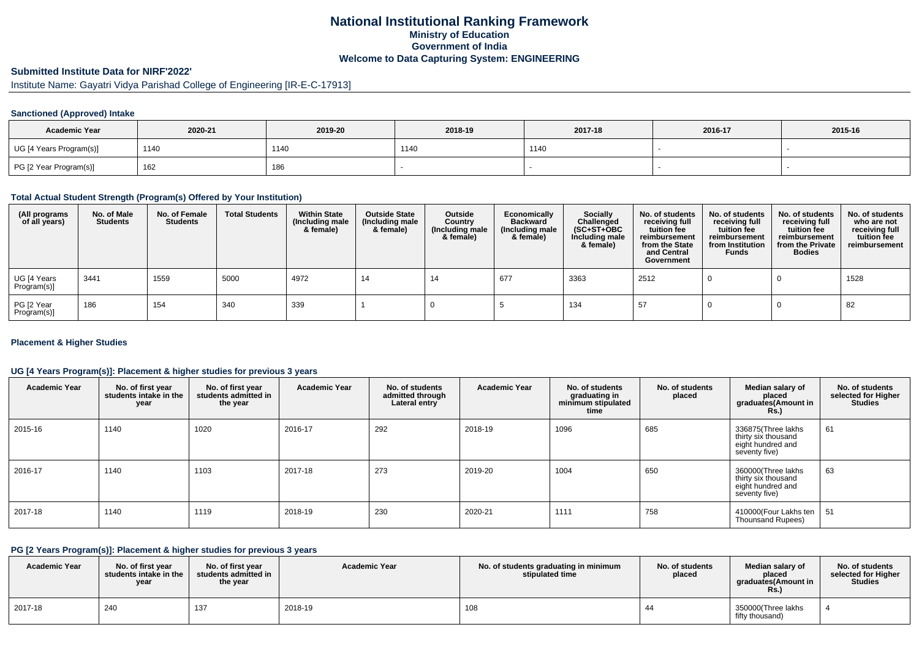# National Institutional Ranking Framework
## Ministry of Education
## Government of India
## Welcome to Data Capturing System: ENGINEERING

### Submitted Institute Data for NIRF'2022'

Institute Name: Gayatri Vidya Parishad College of Engineering [IR-E-C-17913]

### Sanctioned (Approved) Intake

| Academic Year | 2020-21 | 2019-20 | 2018-19 | 2017-18 | 2016-17 | 2015-16 |
|---|---|---|---|---|---|---|
| UG [4 Years Program(s)] | 1140 | 1140 | 1140 | 1140 | - | - |
| PG [2 Year Program(s)] | 162 | 186 | - | - | - | - |

### Total Actual Student Strength (Program(s) Offered by Your Institution)

| (All programs of all years) | No. of Male Students | No. of Female Students | Total Students | Within State (Including male & female) | Outside State (Including male & female) | Outside Country (Including male & female) | Economically Backward (Including male & female) | Socially Challenged (SC+ST+OBC Including male & female) | No. of students receiving full tuition fee reimbursement from the State and Central Government | No. of students receiving full tuition fee reimbursement from Institution Funds | No. of students receiving full tuition fee reimbursement from the Private Bodies | No. of students who are not receiving full tuition fee reimbursement |
|---|---|---|---|---|---|---|---|---|---|---|---|---|
| UG [4 Years Program(s)] | 3441 | 1559 | 5000 | 4972 | 14 | 14 | 677 | 3363 | 2512 | 0 | 0 | 1528 |
| PG [2 Year Program(s)] | 186 | 154 | 340 | 339 | 1 | 0 | 5 | 134 | 57 | 0 | 0 | 82 |

### Placement & Higher Studies

### UG [4 Years Program(s)]: Placement & higher studies for previous 3 years

| Academic Year | No. of first year students intake in the year | No. of first year students admitted in the year | Academic Year | No. of students admitted through Lateral entry | Academic Year | No. of students graduating in minimum stipulated time | No. of students placed | Median salary of placed graduates(Amount in Rs.) | No. of students selected for Higher Studies |
|---|---|---|---|---|---|---|---|---|---|
| 2015-16 | 1140 | 1020 | 2016-17 | 292 | 2018-19 | 1096 | 685 | 336875(Three lakhs thirty six thousand eight hundred and seventy five) | 61 |
| 2016-17 | 1140 | 1103 | 2017-18 | 273 | 2019-20 | 1004 | 650 | 360000(Three lakhs thirty six thousand eight hundred and seventy five) | 63 |
| 2017-18 | 1140 | 1119 | 2018-19 | 230 | 2020-21 | 1111 | 758 | 410000(Four Lakhs ten Thounsand Rupees) | 51 |

### PG [2 Years Program(s)]: Placement & higher studies for previous 3 years

| Academic Year | No. of first year students intake in the year | No. of first year students admitted in the year | Academic Year | No. of students graduating in minimum stipulated time | No. of students placed | Median salary of placed graduates(Amount in Rs.) | No. of students selected for Higher Studies |
|---|---|---|---|---|---|---|---|
| 2017-18 | 240 | 137 | 2018-19 | 108 | 44 | 350000(Three lakhs fifty thousand) | 4 |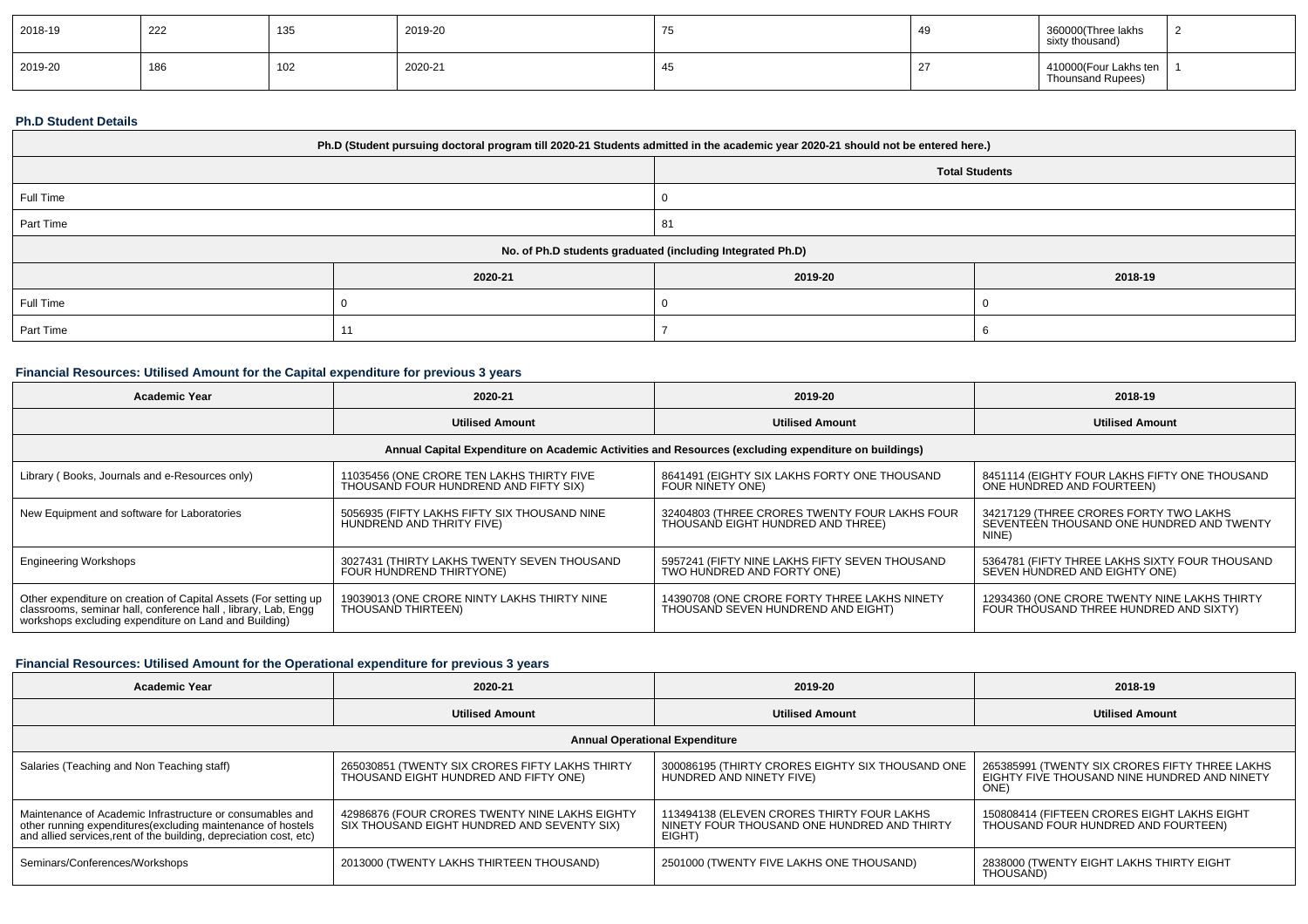| 2018-19 | 222 | 135 | 2019-20 | 75 | 49 | 360000(Three lakhs sixty thousand) | 2 |
|---|---|---|---|---|---|---|---|
| 2019-20 | 186 | 102 | 2020-21 | 45 | 27 | 410000(Four Lakhs ten Thounsand Rupees) | 1 |

## Ph.D Student Details

| Ph.D (Student pursuing doctoral program till 2020-21 Students admitted in the academic year 2020-21 should not be entered here.) | | | |
|---|---|---|---|
| | Total Students | | |
| Full Time | 0 | | |
| Part Time | 81 | | |
| No. of Ph.D students graduated (including Integrated Ph.D) | | | |
| | 2020-21 | 2019-20 | 2018-19 |
| Full Time | 0 | 0 | 0 |
| Part Time | 11 | 7 | 6 |

## Financial Resources: Utilised Amount for the Capital expenditure for previous 3 years

| Academic Year | 2020-21 | 2019-20 | 2018-19 |
|---|---|---|---|
| | Utilised Amount | Utilised Amount | Utilised Amount |
| Annual Capital Expenditure on Academic Activities and Resources (excluding expenditure on buildings) | | | |
| Library ( Books, Journals and e-Resources only) | 11035456 (ONE CRORE TEN LAKHS THIRTY FIVE THOUSAND FOUR HUNDREND AND FIFTY SIX) | 8641491 (EIGHTY SIX LAKHS FORTY ONE THOUSAND FOUR NINETY ONE) | 8451114 (EIGHTY FOUR LAKHS FIFTY ONE THOUSAND ONE HUNDRED AND FOURTEEN) |
| New Equipment and software for Laboratories | 5056935 (FIFTY LAKHS FIFTY SIX THOUSAND NINE HUNDREND AND THRITY FIVE) | 32404803 (THREE CRORES TWENTY FOUR LAKHS FOUR THOUSAND EIGHT HUNDRED AND THREE) | 34217129 (THREE CRORES FORTY TWO LAKHS SEVENTEEN THOUSAND ONE HUNDRED AND TWENTY NINE) |
| Engineering Workshops | 3027431 (THIRTY LAKHS TWENTY SEVEN THOUSAND FOUR HUNDREND THIRTYONE) | 5957241 (FIFTY NINE LAKHS FIFTY SEVEN THOUSAND TWO HUNDRED AND FORTY ONE) | 5364781 (FIFTY THREE LAKHS SIXTY FOUR THOUSAND SEVEN HUNDRED AND EIGHTY ONE) |
| Other expenditure on creation of Capital Assets (For setting up classrooms, seminar hall, conference hall , library, Lab, Engg workshops excluding expenditure on Land and Building) | 19039013 (ONE CRORE NINTY LAKHS THIRTY NINE THOUSAND THIRTEEN) | 14390708 (ONE CRORE FORTY THREE LAKHS NINETY THOUSAND SEVEN HUNDREND AND EIGHT) | 12934360 (ONE CRORE TWENTY NINE LAKHS THIRTY FOUR THOUSAND THREE HUNDRED AND SIXTY) |

## Financial Resources: Utilised Amount for the Operational expenditure for previous 3 years

| Academic Year | 2020-21 | 2019-20 | 2018-19 |
|---|---|---|---|
| | Utilised Amount | Utilised Amount | Utilised Amount |
| Annual Operational Expenditure | | | |
| Salaries (Teaching and Non Teaching staff) | 265030851 (TWENTY SIX CRORES FIFTY LAKHS THIRTY THOUSAND EIGHT HUNDRED AND FIFTY ONE) | 300086195 (THIRTY CRORES EIGHTY SIX THOUSAND ONE HUNDRED AND NINETY FIVE) | 265385991 (TWENTY SIX CRORES FIFTY THREE LAKHS EIGHTY FIVE THOUSAND NINE HUNDRED AND NINETY ONE) |
| Maintenance of Academic Infrastructure or consumables and other running expenditures(excluding maintenance of hostels and allied services,rent of the building, depreciation cost, etc) | 42986876 (FOUR CRORES TWENTY NINE LAKHS EIGHTY SIX THOUSAND EIGHT HUNDRED AND SEVENTY SIX) | 113494138 (ELEVEN CRORES THIRTY FOUR LAKHS NINETY FOUR THOUSAND ONE HUNDRED AND THIRTY EIGHT) | 150808414 (FIFTEEN CRORES EIGHT LAKHS EIGHT THOUSAND FOUR HUNDRED AND FOURTEEN) |
| Seminars/Conferences/Workshops | 2013000 (TWENTY LAKHS THIRTEEN THOUSAND) | 2501000 (TWENTY FIVE LAKHS ONE THOUSAND) | 2838000 (TWENTY EIGHT LAKHS THIRTY EIGHT THOUSAND) |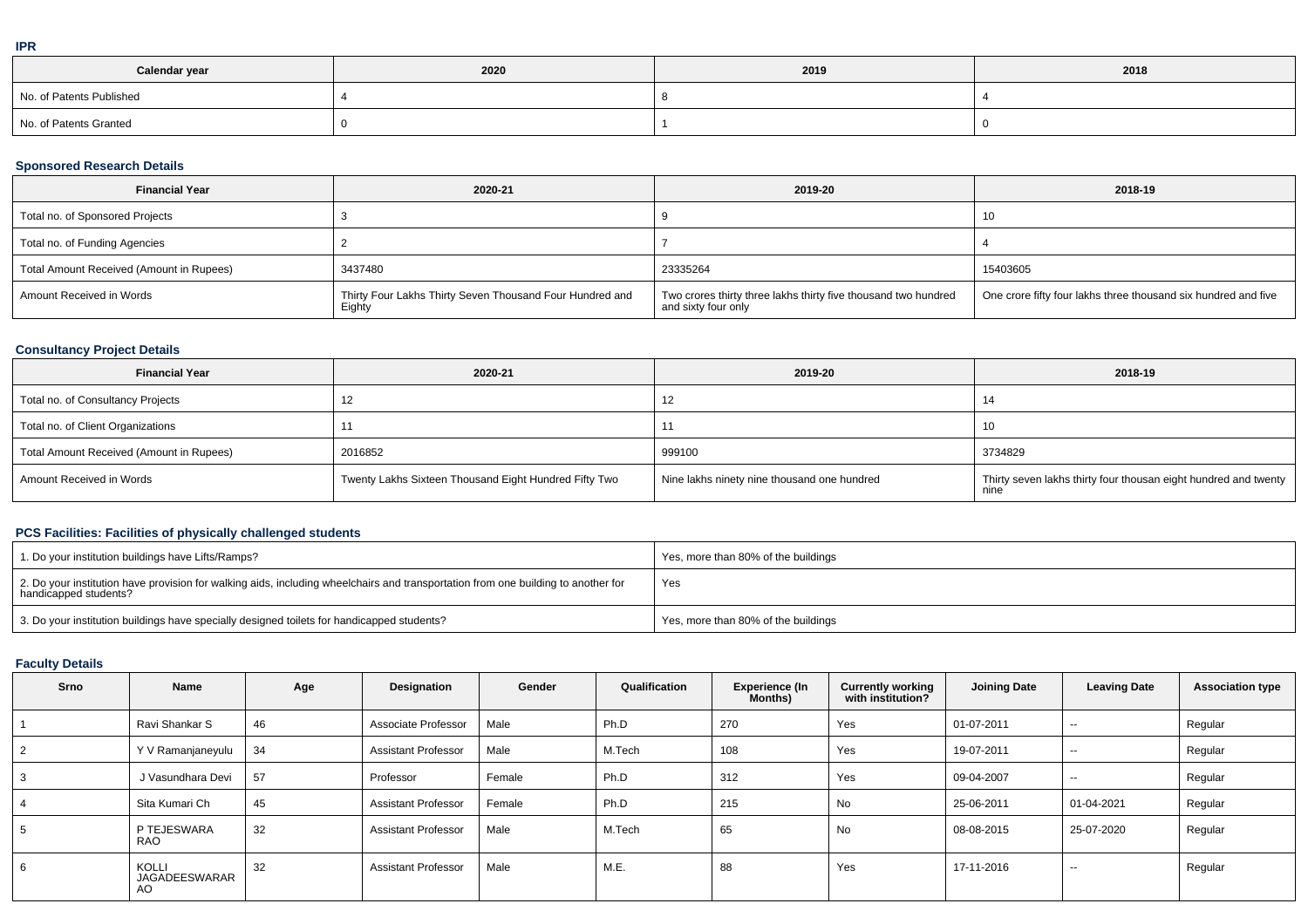### IPR

| Calendar year | 2020 | 2019 | 2018 |
| --- | --- | --- | --- |
| No. of Patents Published | 4 | 8 | 4 |
| No. of Patents Granted | 0 | 1 | 0 |

### Sponsored Research Details

| Financial Year | 2020-21 | 2019-20 | 2018-19 |
| --- | --- | --- | --- |
| Total no. of Sponsored Projects | 3 | 9 | 10 |
| Total no. of Funding Agencies | 2 | 7 | 4 |
| Total Amount Received (Amount in Rupees) | 3437480 | 23335264 | 15403605 |
| Amount Received in Words | Thirty Four Lakhs Thirty Seven Thousand Four Hundred and Eighty | Two crores thirty three lakhs thirty five thousand two hundred and sixty four only | One crore fifty four lakhs three thousand six hundred and five |

### Consultancy Project Details

| Financial Year | 2020-21 | 2019-20 | 2018-19 |
| --- | --- | --- | --- |
| Total no. of Consultancy Projects | 12 | 12 | 14 |
| Total no. of Client Organizations | 11 | 11 | 10 |
| Total Amount Received (Amount in Rupees) | 2016852 | 999100 | 3734829 |
| Amount Received in Words | Twenty Lakhs Sixteen Thousand Eight Hundred Fifty Two | Nine lakhs ninety nine thousand one hundred | Thirty seven lakhs thirty four thousan eight hundred and twenty nine |

### PCS Facilities: Facilities of physically challenged students

| | |
| --- | --- |
| 1. Do your institution buildings have Lifts/Ramps? | Yes, more than 80% of the buildings |
| 2. Do your institution have provision for walking aids, including wheelchairs and transportation from one building to another for handicapped students? | Yes |
| 3. Do your institution buildings have specially designed toilets for handicapped students? | Yes, more than 80% of the buildings |

### Faculty Details

| Srno | Name | Age | Designation | Gender | Qualification | Experience (In Months) | Currently working with institution? | Joining Date | Leaving Date | Association type |
| --- | --- | --- | --- | --- | --- | --- | --- | --- | --- | --- |
| 1 | Ravi Shankar S | 46 | Associate Professor | Male | Ph.D | 270 | Yes | 01-07-2011 | -- | Regular |
| 2 | Y V Ramanjaneyulu | 34 | Assistant Professor | Male | M.Tech | 108 | Yes | 19-07-2011 | -- | Regular |
| 3 | J Vasundhara Devi | 57 | Professor | Female | Ph.D | 312 | Yes | 09-04-2007 | -- | Regular |
| 4 | Sita Kumari Ch | 45 | Assistant Professor | Female | Ph.D | 215 | No | 25-06-2011 | 01-04-2021 | Regular |
| 5 | P TEJESWARA RAO | 32 | Assistant Professor | Male | M.Tech | 65 | No | 08-08-2015 | 25-07-2020 | Regular |
| 6 | KOLLI JAGADEESWARARAO | 32 | Assistant Professor | Male | M.E. | 88 | Yes | 17-11-2016 | -- | Regular |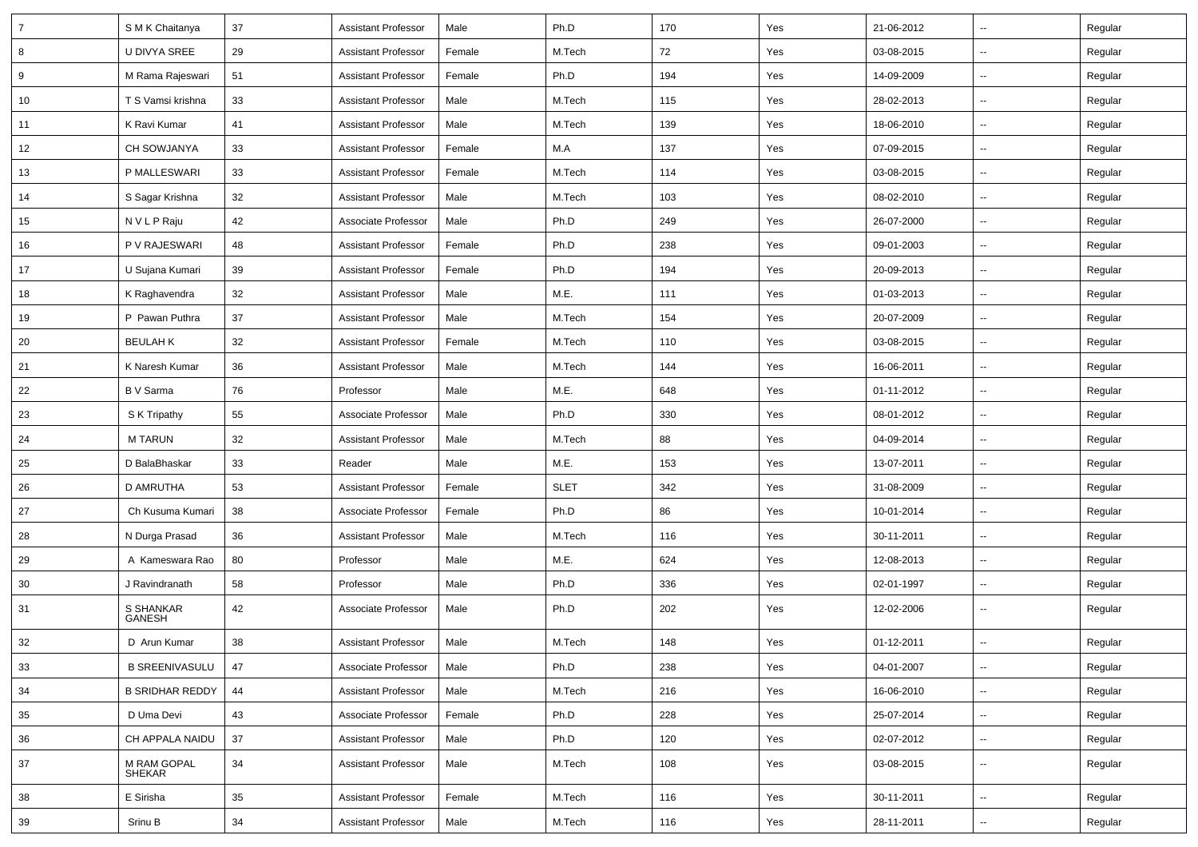| 7 | S M K Chaitanya | 37 | Assistant Professor | Male | Ph.D | 170 | Yes | 21-06-2012 | -- | Regular |
|---|---|---|---|---|---|---|---|---|---|---|
| 8 | U DIVYA SREE | 29 | Assistant Professor | Female | M.Tech | 72 | Yes | 03-08-2015 | -- | Regular |
| 9 | M Rama Rajeswari | 51 | Assistant Professor | Female | Ph.D | 194 | Yes | 14-09-2009 | -- | Regular |
| 10 | T S Vamsi krishna | 33 | Assistant Professor | Male | M.Tech | 115 | Yes | 28-02-2013 | -- | Regular |
| 11 | K Ravi Kumar | 41 | Assistant Professor | Male | M.Tech | 139 | Yes | 18-06-2010 | -- | Regular |
| 12 | CH SOWJANYA | 33 | Assistant Professor | Female | M.A | 137 | Yes | 07-09-2015 | -- | Regular |
| 13 | P MALLESWARI | 33 | Assistant Professor | Female | M.Tech | 114 | Yes | 03-08-2015 | -- | Regular |
| 14 | S Sagar Krishna | 32 | Assistant Professor | Male | M.Tech | 103 | Yes | 08-02-2010 | -- | Regular |
| 15 | N V L P Raju | 42 | Associate Professor | Male | Ph.D | 249 | Yes | 26-07-2000 | -- | Regular |
| 16 | P V RAJESWARI | 48 | Assistant Professor | Female | Ph.D | 238 | Yes | 09-01-2003 | -- | Regular |
| 17 | U Sujana Kumari | 39 | Assistant Professor | Female | Ph.D | 194 | Yes | 20-09-2013 | -- | Regular |
| 18 | K Raghavendra | 32 | Assistant Professor | Male | M.E. | 111 | Yes | 01-03-2013 | -- | Regular |
| 19 | P Pawan Puthra | 37 | Assistant Professor | Male | M.Tech | 154 | Yes | 20-07-2009 | -- | Regular |
| 20 | BEULAH K | 32 | Assistant Professor | Female | M.Tech | 110 | Yes | 03-08-2015 | -- | Regular |
| 21 | K Naresh Kumar | 36 | Assistant Professor | Male | M.Tech | 144 | Yes | 16-06-2011 | -- | Regular |
| 22 | B V Sarma | 76 | Professor | Male | M.E. | 648 | Yes | 01-11-2012 | -- | Regular |
| 23 | S K Tripathy | 55 | Associate Professor | Male | Ph.D | 330 | Yes | 08-01-2012 | -- | Regular |
| 24 | M TARUN | 32 | Assistant Professor | Male | M.Tech | 88 | Yes | 04-09-2014 | -- | Regular |
| 25 | D BalaBhaskar | 33 | Reader | Male | M.E. | 153 | Yes | 13-07-2011 | -- | Regular |
| 26 | D AMRUTHA | 53 | Assistant Professor | Female | SLET | 342 | Yes | 31-08-2009 | -- | Regular |
| 27 | Ch Kusuma Kumari | 38 | Associate Professor | Female | Ph.D | 86 | Yes | 10-01-2014 | -- | Regular |
| 28 | N Durga Prasad | 36 | Assistant Professor | Male | M.Tech | 116 | Yes | 30-11-2011 | -- | Regular |
| 29 | A Kameswara Rao | 80 | Professor | Male | M.E. | 624 | Yes | 12-08-2013 | -- | Regular |
| 30 | J Ravindranath | 58 | Professor | Male | Ph.D | 336 | Yes | 02-01-1997 | -- | Regular |
| 31 | S SHANKAR GANESH | 42 | Associate Professor | Male | Ph.D | 202 | Yes | 12-02-2006 | -- | Regular |
| 32 | D Arun Kumar | 38 | Assistant Professor | Male | M.Tech | 148 | Yes | 01-12-2011 | -- | Regular |
| 33 | B SREENIVASULU | 47 | Associate Professor | Male | Ph.D | 238 | Yes | 04-01-2007 | -- | Regular |
| 34 | B SRIDHAR REDDY | 44 | Assistant Professor | Male | M.Tech | 216 | Yes | 16-06-2010 | -- | Regular |
| 35 | D Uma Devi | 43 | Associate Professor | Female | Ph.D | 228 | Yes | 25-07-2014 | -- | Regular |
| 36 | CH APPALA NAIDU | 37 | Assistant Professor | Male | Ph.D | 120 | Yes | 02-07-2012 | -- | Regular |
| 37 | M RAM GOPAL SHEKAR | 34 | Assistant Professor | Male | M.Tech | 108 | Yes | 03-08-2015 | -- | Regular |
| 38 | E Sirisha | 35 | Assistant Professor | Female | M.Tech | 116 | Yes | 30-11-2011 | -- | Regular |
| 39 | Srinu B | 34 | Assistant Professor | Male | M.Tech | 116 | Yes | 28-11-2011 | -- | Regular |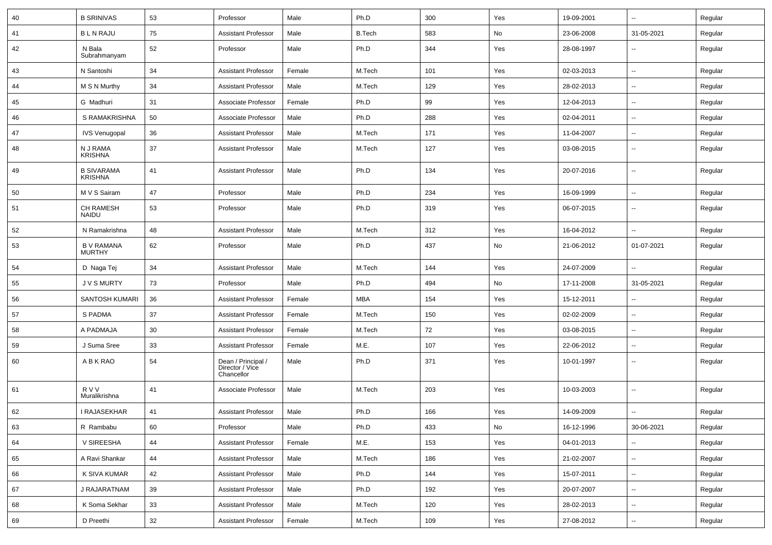| 40 | B SRINIVAS | 53 | Professor | Male | Ph.D | 300 | Yes | 19-09-2001 | -- | Regular |
|---|---|---|---|---|---|---|---|---|---|---|
| 41 | B L N RAJU | 75 | Assistant Professor | Male | B.Tech | 583 | No | 23-06-2008 | 31-05-2021 | Regular |
| 42 | N Bala Subrahmanyam | 52 | Professor | Male | Ph.D | 344 | Yes | 28-08-1997 | -- | Regular |
| 43 | N Santoshi | 34 | Assistant Professor | Female | M.Tech | 101 | Yes | 02-03-2013 | -- | Regular |
| 44 | M S N Murthy | 34 | Assistant Professor | Male | M.Tech | 129 | Yes | 28-02-2013 | -- | Regular |
| 45 | G Madhuri | 31 | Associate Professor | Female | Ph.D | 99 | Yes | 12-04-2013 | -- | Regular |
| 46 | S RAMAKRISHNA | 50 | Associate Professor | Male | Ph.D | 288 | Yes | 02-04-2011 | -- | Regular |
| 47 | IVS Venugopal | 36 | Assistant Professor | Male | M.Tech | 171 | Yes | 11-04-2007 | -- | Regular |
| 48 | N J RAMA KRISHNA | 37 | Assistant Professor | Male | M.Tech | 127 | Yes | 03-08-2015 | -- | Regular |
| 49 | B SIVARAMA KRISHNA | 41 | Assistant Professor | Male | Ph.D | 134 | Yes | 20-07-2016 | -- | Regular |
| 50 | M V S Sairam | 47 | Professor | Male | Ph.D | 234 | Yes | 16-09-1999 | -- | Regular |
| 51 | CH RAMESH NAIDU | 53 | Professor | Male | Ph.D | 319 | Yes | 06-07-2015 | -- | Regular |
| 52 | N Ramakrishna | 48 | Assistant Professor | Male | M.Tech | 312 | Yes | 16-04-2012 | -- | Regular |
| 53 | B V RAMANA MURTHY | 62 | Professor | Male | Ph.D | 437 | No | 21-06-2012 | 01-07-2021 | Regular |
| 54 | D Naga Tej | 34 | Assistant Professor | Male | M.Tech | 144 | Yes | 24-07-2009 | -- | Regular |
| 55 | J V S MURTY | 73 | Professor | Male | Ph.D | 494 | No | 17-11-2008 | 31-05-2021 | Regular |
| 56 | SANTOSH KUMARI | 36 | Assistant Professor | Female | MBA | 154 | Yes | 15-12-2011 | -- | Regular |
| 57 | S PADMA | 37 | Assistant Professor | Female | M.Tech | 150 | Yes | 02-02-2009 | -- | Regular |
| 58 | A PADMAJA | 30 | Assistant Professor | Female | M.Tech | 72 | Yes | 03-08-2015 | -- | Regular |
| 59 | J Suma Sree | 33 | Assistant Professor | Female | M.E. | 107 | Yes | 22-06-2012 | -- | Regular |
| 60 | A B K RAO | 54 | Dean / Principal / Director / Vice Chancellor | Male | Ph.D | 371 | Yes | 10-01-1997 | -- | Regular |
| 61 | R V V Muralikrishna | 41 | Associate Professor | Male | M.Tech | 203 | Yes | 10-03-2003 | -- | Regular |
| 62 | I RAJASEKHAR | 41 | Assistant Professor | Male | Ph.D | 166 | Yes | 14-09-2009 | -- | Regular |
| 63 | R Rambabu | 60 | Professor | Male | Ph.D | 433 | No | 16-12-1996 | 30-06-2021 | Regular |
| 64 | V SIREESHA | 44 | Assistant Professor | Female | M.E. | 153 | Yes | 04-01-2013 | -- | Regular |
| 65 | A Ravi Shankar | 44 | Assistant Professor | Male | M.Tech | 186 | Yes | 21-02-2007 | -- | Regular |
| 66 | K SIVA KUMAR | 42 | Assistant Professor | Male | Ph.D | 144 | Yes | 15-07-2011 | -- | Regular |
| 67 | J RAJARATNAM | 39 | Assistant Professor | Male | Ph.D | 192 | Yes | 20-07-2007 | -- | Regular |
| 68 | K Soma Sekhar | 33 | Assistant Professor | Male | M.Tech | 120 | Yes | 28-02-2013 | -- | Regular |
| 69 | D Preethi | 32 | Assistant Professor | Female | M.Tech | 109 | Yes | 27-08-2012 | -- | Regular |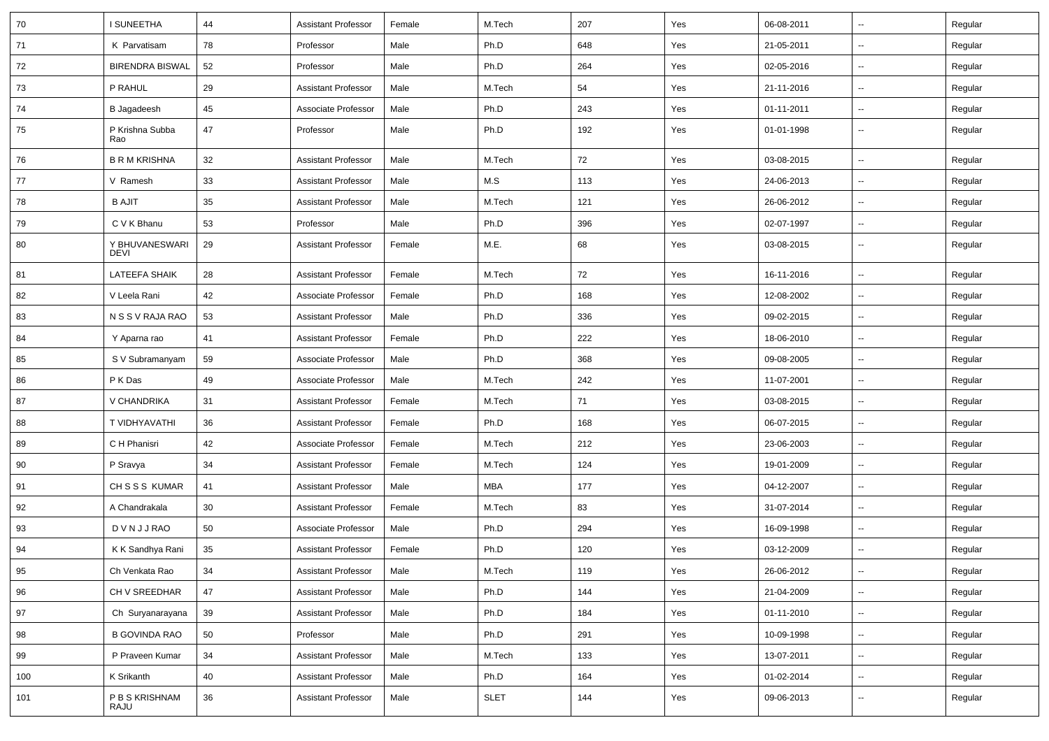| 70 | I SUNEETHA | 44 | Assistant Professor | Female | M.Tech | 207 | Yes | 06-08-2011 | -- | Regular |
|---|---|---|---|---|---|---|---|---|---|---|
| 71 | K Parvatisam | 78 | Professor | Male | Ph.D | 648 | Yes | 21-05-2011 | -- | Regular |
| 72 | BIRENDRA BISWAL | 52 | Professor | Male | Ph.D | 264 | Yes | 02-05-2016 | -- | Regular |
| 73 | P RAHUL | 29 | Assistant Professor | Male | M.Tech | 54 | Yes | 21-11-2016 | -- | Regular |
| 74 | B Jagadeesh | 45 | Associate Professor | Male | Ph.D | 243 | Yes | 01-11-2011 | -- | Regular |
| 75 | P Krishna Subba Rao | 47 | Professor | Male | Ph.D | 192 | Yes | 01-01-1998 | -- | Regular |
| 76 | B R M KRISHNA | 32 | Assistant Professor | Male | M.Tech | 72 | Yes | 03-08-2015 | -- | Regular |
| 77 | V Ramesh | 33 | Assistant Professor | Male | M.S | 113 | Yes | 24-06-2013 | -- | Regular |
| 78 | B AJIT | 35 | Assistant Professor | Male | M.Tech | 121 | Yes | 26-06-2012 | -- | Regular |
| 79 | C V K Bhanu | 53 | Professor | Male | Ph.D | 396 | Yes | 02-07-1997 | -- | Regular |
| 80 | Y BHUVANESWARI DEVI | 29 | Assistant Professor | Female | M.E. | 68 | Yes | 03-08-2015 | -- | Regular |
| 81 | LATEEFA SHAIK | 28 | Assistant Professor | Female | M.Tech | 72 | Yes | 16-11-2016 | -- | Regular |
| 82 | V Leela Rani | 42 | Associate Professor | Female | Ph.D | 168 | Yes | 12-08-2002 | -- | Regular |
| 83 | N S S V RAJA RAO | 53 | Assistant Professor | Male | Ph.D | 336 | Yes | 09-02-2015 | -- | Regular |
| 84 | Y Aparna rao | 41 | Assistant Professor | Female | Ph.D | 222 | Yes | 18-06-2010 | -- | Regular |
| 85 | S V Subramanyam | 59 | Associate Professor | Male | Ph.D | 368 | Yes | 09-08-2005 | -- | Regular |
| 86 | P K Das | 49 | Associate Professor | Male | M.Tech | 242 | Yes | 11-07-2001 | -- | Regular |
| 87 | V CHANDRIKA | 31 | Assistant Professor | Female | M.Tech | 71 | Yes | 03-08-2015 | -- | Regular |
| 88 | T VIDHYAVATHI | 36 | Assistant Professor | Female | Ph.D | 168 | Yes | 06-07-2015 | -- | Regular |
| 89 | C H Phanisri | 42 | Associate Professor | Female | M.Tech | 212 | Yes | 23-06-2003 | -- | Regular |
| 90 | P Sravya | 34 | Assistant Professor | Female | M.Tech | 124 | Yes | 19-01-2009 | -- | Regular |
| 91 | CH S S S KUMAR | 41 | Assistant Professor | Male | MBA | 177 | Yes | 04-12-2007 | -- | Regular |
| 92 | A Chandrakala | 30 | Assistant Professor | Female | M.Tech | 83 | Yes | 31-07-2014 | -- | Regular |
| 93 | D V N J J RAO | 50 | Associate Professor | Male | Ph.D | 294 | Yes | 16-09-1998 | -- | Regular |
| 94 | K K Sandhya Rani | 35 | Assistant Professor | Female | Ph.D | 120 | Yes | 03-12-2009 | -- | Regular |
| 95 | Ch Venkata Rao | 34 | Assistant Professor | Male | M.Tech | 119 | Yes | 26-06-2012 | -- | Regular |
| 96 | CH V SREEDHAR | 47 | Assistant Professor | Male | Ph.D | 144 | Yes | 21-04-2009 | -- | Regular |
| 97 | Ch Suryanarayana | 39 | Assistant Professor | Male | Ph.D | 184 | Yes | 01-11-2010 | -- | Regular |
| 98 | B GOVINDA RAO | 50 | Professor | Male | Ph.D | 291 | Yes | 10-09-1998 | -- | Regular |
| 99 | P Praveen Kumar | 34 | Assistant Professor | Male | M.Tech | 133 | Yes | 13-07-2011 | -- | Regular |
| 100 | K Srikanth | 40 | Assistant Professor | Male | Ph.D | 164 | Yes | 01-02-2014 | -- | Regular |
| 101 | P B S KRISHNAM RAJU | 36 | Assistant Professor | Male | SLET | 144 | Yes | 09-06-2013 | -- | Regular |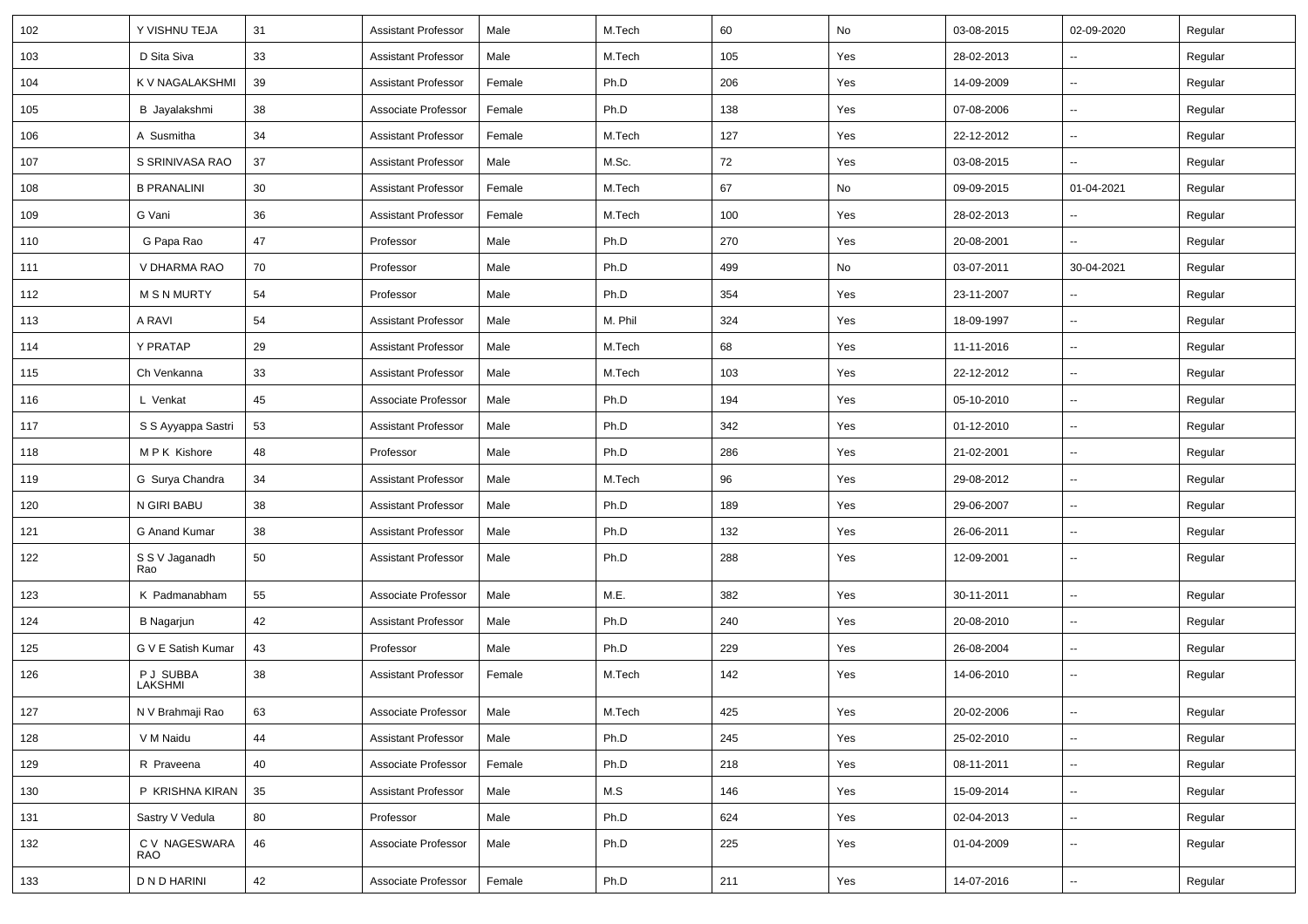| 102 | Y VISHNU TEJA | 31 | Assistant Professor | Male | M.Tech | 60 | No | 03-08-2015 | 02-09-2020 | Regular |
|---|---|---|---|---|---|---|---|---|---|---|
| 103 | D Sita Siva | 33 | Assistant Professor | Male | M.Tech | 105 | Yes | 28-02-2013 | -- | Regular |
| 104 | K V NAGALAKSHMI | 39 | Assistant Professor | Female | Ph.D | 206 | Yes | 14-09-2009 | -- | Regular |
| 105 | B Jayalakshmi | 38 | Associate Professor | Female | Ph.D | 138 | Yes | 07-08-2006 | -- | Regular |
| 106 | A Susmitha | 34 | Assistant Professor | Female | M.Tech | 127 | Yes | 22-12-2012 | -- | Regular |
| 107 | S SRINIVASA RAO | 37 | Assistant Professor | Male | M.Sc. | 72 | Yes | 03-08-2015 | -- | Regular |
| 108 | B PRANALINI | 30 | Assistant Professor | Female | M.Tech | 67 | No | 09-09-2015 | 01-04-2021 | Regular |
| 109 | G Vani | 36 | Assistant Professor | Female | M.Tech | 100 | Yes | 28-02-2013 | -- | Regular |
| 110 | G Papa Rao | 47 | Professor | Male | Ph.D | 270 | Yes | 20-08-2001 | -- | Regular |
| 111 | V DHARMA RAO | 70 | Professor | Male | Ph.D | 499 | No | 03-07-2011 | 30-04-2021 | Regular |
| 112 | M S N MURTY | 54 | Professor | Male | Ph.D | 354 | Yes | 23-11-2007 | -- | Regular |
| 113 | A RAVI | 54 | Assistant Professor | Male | M. Phil | 324 | Yes | 18-09-1997 | -- | Regular |
| 114 | Y PRATAP | 29 | Assistant Professor | Male | M.Tech | 68 | Yes | 11-11-2016 | -- | Regular |
| 115 | Ch Venkanna | 33 | Assistant Professor | Male | M.Tech | 103 | Yes | 22-12-2012 | -- | Regular |
| 116 | L Venkat | 45 | Associate Professor | Male | Ph.D | 194 | Yes | 05-10-2010 | -- | Regular |
| 117 | S S Ayyappa Sastri | 53 | Assistant Professor | Male | Ph.D | 342 | Yes | 01-12-2010 | -- | Regular |
| 118 | M P K Kishore | 48 | Professor | Male | Ph.D | 286 | Yes | 21-02-2001 | -- | Regular |
| 119 | G Surya Chandra | 34 | Assistant Professor | Male | M.Tech | 96 | Yes | 29-08-2012 | -- | Regular |
| 120 | N GIRI BABU | 38 | Assistant Professor | Male | Ph.D | 189 | Yes | 29-06-2007 | -- | Regular |
| 121 | G Anand Kumar | 38 | Assistant Professor | Male | Ph.D | 132 | Yes | 26-06-2011 | -- | Regular |
| 122 | S S V Jaganadh Rao | 50 | Assistant Professor | Male | Ph.D | 288 | Yes | 12-09-2001 | -- | Regular |
| 123 | K Padmanabham | 55 | Associate Professor | Male | M.E. | 382 | Yes | 30-11-2011 | -- | Regular |
| 124 | B Nagarjun | 42 | Assistant Professor | Male | Ph.D | 240 | Yes | 20-08-2010 | -- | Regular |
| 125 | G V E Satish Kumar | 43 | Professor | Male | Ph.D | 229 | Yes | 26-08-2004 | -- | Regular |
| 126 | P J SUBBA LAKSHMI | 38 | Assistant Professor | Female | M.Tech | 142 | Yes | 14-06-2010 | -- | Regular |
| 127 | N V Brahmaji Rao | 63 | Associate Professor | Male | M.Tech | 425 | Yes | 20-02-2006 | -- | Regular |
| 128 | V M Naidu | 44 | Assistant Professor | Male | Ph.D | 245 | Yes | 25-02-2010 | -- | Regular |
| 129 | R Praveena | 40 | Associate Professor | Female | Ph.D | 218 | Yes | 08-11-2011 | -- | Regular |
| 130 | P KRISHNA KIRAN | 35 | Assistant Professor | Male | M.S | 146 | Yes | 15-09-2014 | -- | Regular |
| 131 | Sastry V Vedula | 80 | Professor | Male | Ph.D | 624 | Yes | 02-04-2013 | -- | Regular |
| 132 | C V NAGESWARA RAO | 46 | Associate Professor | Male | Ph.D | 225 | Yes | 01-04-2009 | -- | Regular |
| 133 | D N D HARINI | 42 | Associate Professor | Female | Ph.D | 211 | Yes | 14-07-2016 | -- | Regular |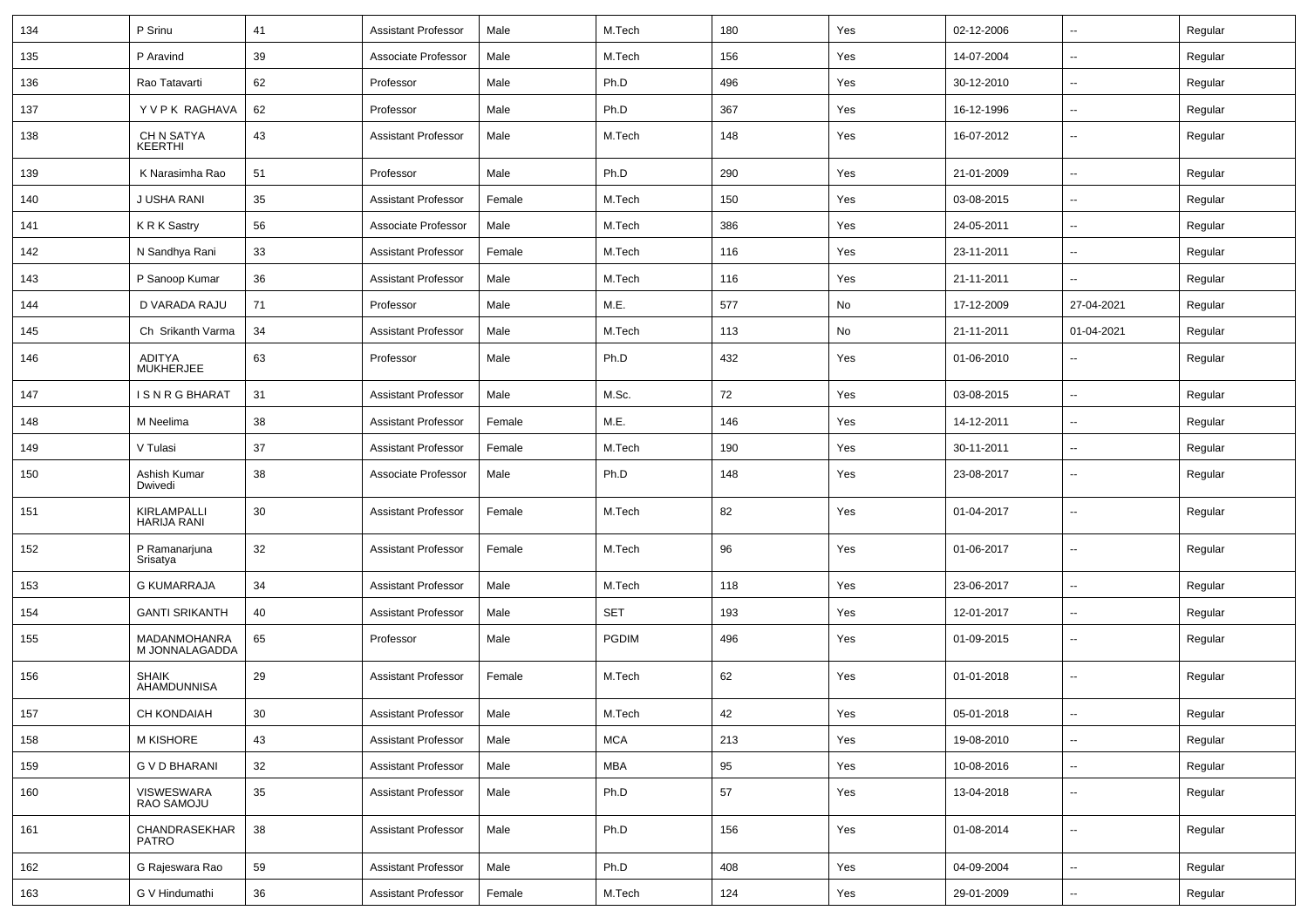| 134 | P Srinu | 41 | Assistant Professor | Male | M.Tech | 180 | Yes | 02-12-2006 | -- | Regular |
|---|---|---|---|---|---|---|---|---|---|---|
| 135 | P Aravind | 39 | Associate Professor | Male | M.Tech | 156 | Yes | 14-07-2004 | -- | Regular |
| 136 | Rao Tatavarti | 62 | Professor | Male | Ph.D | 496 | Yes | 30-12-2010 | -- | Regular |
| 137 | Y V P K RAGHAVA | 62 | Professor | Male | Ph.D | 367 | Yes | 16-12-1996 | -- | Regular |
| 138 | CH N SATYA KEERTHI | 43 | Assistant Professor | Male | M.Tech | 148 | Yes | 16-07-2012 | -- | Regular |
| 139 | K Narasimha Rao | 51 | Professor | Male | Ph.D | 290 | Yes | 21-01-2009 | -- | Regular |
| 140 | J USHA RANI | 35 | Assistant Professor | Female | M.Tech | 150 | Yes | 03-08-2015 | -- | Regular |
| 141 | K R K Sastry | 56 | Associate Professor | Male | M.Tech | 386 | Yes | 24-05-2011 | -- | Regular |
| 142 | N Sandhya Rani | 33 | Assistant Professor | Female | M.Tech | 116 | Yes | 23-11-2011 | -- | Regular |
| 143 | P Sanoop Kumar | 36 | Assistant Professor | Male | M.Tech | 116 | Yes | 21-11-2011 | -- | Regular |
| 144 | D VARADA RAJU | 71 | Professor | Male | M.E. | 577 | No | 17-12-2009 | 27-04-2021 | Regular |
| 145 | Ch Srikanth Varma | 34 | Assistant Professor | Male | M.Tech | 113 | No | 21-11-2011 | 01-04-2021 | Regular |
| 146 | ADITYA MUKHERJEE | 63 | Professor | Male | Ph.D | 432 | Yes | 01-06-2010 | -- | Regular |
| 147 | I S N R G BHARAT | 31 | Assistant Professor | Male | M.Sc. | 72 | Yes | 03-08-2015 | -- | Regular |
| 148 | M Neelima | 38 | Assistant Professor | Female | M.E. | 146 | Yes | 14-12-2011 | -- | Regular |
| 149 | V Tulasi | 37 | Assistant Professor | Female | M.Tech | 190 | Yes | 30-11-2011 | -- | Regular |
| 150 | Ashish Kumar Dwivedi | 38 | Associate Professor | Male | Ph.D | 148 | Yes | 23-08-2017 | -- | Regular |
| 151 | KIRLAMPALLI HARIJA RANI | 30 | Assistant Professor | Female | M.Tech | 82 | Yes | 01-04-2017 | -- | Regular |
| 152 | P Ramanarjuna Srisatya | 32 | Assistant Professor | Female | M.Tech | 96 | Yes | 01-06-2017 | -- | Regular |
| 153 | G KUMARRAJA | 34 | Assistant Professor | Male | M.Tech | 118 | Yes | 23-06-2017 | -- | Regular |
| 154 | GANTI SRIKANTH | 40 | Assistant Professor | Male | SET | 193 | Yes | 12-01-2017 | -- | Regular |
| 155 | MADANMOHANRA M JONNALAGADDA | 65 | Professor | Male | PGDIM | 496 | Yes | 01-09-2015 | -- | Regular |
| 156 | SHAIK AHAMDUNNISA | 29 | Assistant Professor | Female | M.Tech | 62 | Yes | 01-01-2018 | -- | Regular |
| 157 | CH KONDAIAH | 30 | Assistant Professor | Male | M.Tech | 42 | Yes | 05-01-2018 | -- | Regular |
| 158 | M KISHORE | 43 | Assistant Professor | Male | MCA | 213 | Yes | 19-08-2010 | -- | Regular |
| 159 | G V D BHARANI | 32 | Assistant Professor | Male | MBA | 95 | Yes | 10-08-2016 | -- | Regular |
| 160 | VISWESWARA RAO SAMOJU | 35 | Assistant Professor | Male | Ph.D | 57 | Yes | 13-04-2018 | -- | Regular |
| 161 | CHANDRASEKHAR PATRO | 38 | Assistant Professor | Male | Ph.D | 156 | Yes | 01-08-2014 | -- | Regular |
| 162 | G Rajeswara Rao | 59 | Assistant Professor | Male | Ph.D | 408 | Yes | 04-09-2004 | -- | Regular |
| 163 | G V Hindumathi | 36 | Assistant Professor | Female | M.Tech | 124 | Yes | 29-01-2009 | -- | Regular |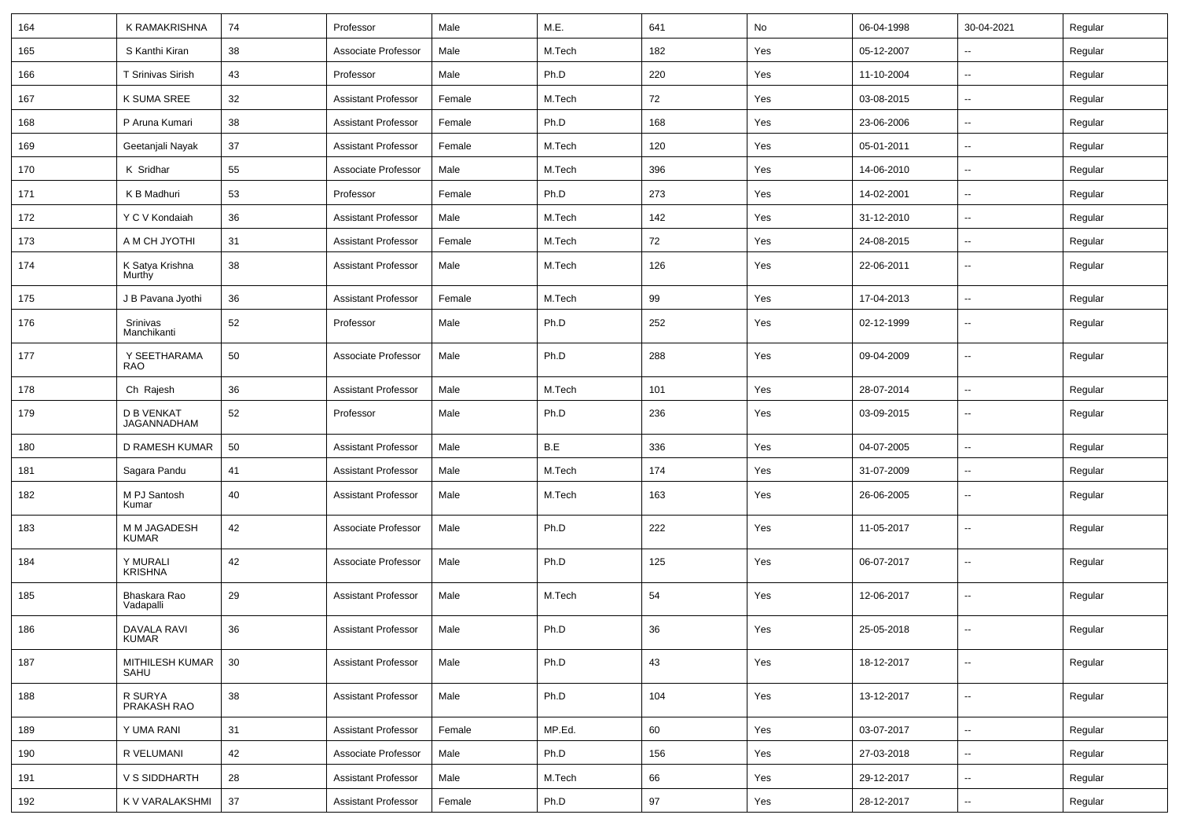| 164 | K RAMAKRISHNA | 74 | Professor | Male | M.E. | 641 | No | 06-04-1998 | 30-04-2021 | Regular |
|---|---|---|---|---|---|---|---|---|---|---|
| 165 | S Kanthi Kiran | 38 | Associate Professor | Male | M.Tech | 182 | Yes | 05-12-2007 | -- | Regular |
| 166 | T Srinivas Sirish | 43 | Professor | Male | Ph.D | 220 | Yes | 11-10-2004 | -- | Regular |
| 167 | K SUMA SREE | 32 | Assistant Professor | Female | M.Tech | 72 | Yes | 03-08-2015 | -- | Regular |
| 168 | P Aruna Kumari | 38 | Assistant Professor | Female | Ph.D | 168 | Yes | 23-06-2006 | -- | Regular |
| 169 | Geetanjali Nayak | 37 | Assistant Professor | Female | M.Tech | 120 | Yes | 05-01-2011 | -- | Regular |
| 170 | K Sridhar | 55 | Associate Professor | Male | M.Tech | 396 | Yes | 14-06-2010 | -- | Regular |
| 171 | K B Madhuri | 53 | Professor | Female | Ph.D | 273 | Yes | 14-02-2001 | -- | Regular |
| 172 | Y C V Kondaiah | 36 | Assistant Professor | Male | M.Tech | 142 | Yes | 31-12-2010 | -- | Regular |
| 173 | A M CH JYOTHI | 31 | Assistant Professor | Female | M.Tech | 72 | Yes | 24-08-2015 | -- | Regular |
| 174 | K Satya Krishna Murthy | 38 | Assistant Professor | Male | M.Tech | 126 | Yes | 22-06-2011 | -- | Regular |
| 175 | J B Pavana Jyothi | 36 | Assistant Professor | Female | M.Tech | 99 | Yes | 17-04-2013 | -- | Regular |
| 176 | Srinivas Manchikanti | 52 | Professor | Male | Ph.D | 252 | Yes | 02-12-1999 | -- | Regular |
| 177 | Y SEETHARAMA RAO | 50 | Associate Professor | Male | Ph.D | 288 | Yes | 09-04-2009 | -- | Regular |
| 178 | Ch Rajesh | 36 | Assistant Professor | Male | M.Tech | 101 | Yes | 28-07-2014 | -- | Regular |
| 179 | D B VENKAT JAGANNADHAM | 52 | Professor | Male | Ph.D | 236 | Yes | 03-09-2015 | -- | Regular |
| 180 | D RAMESH KUMAR | 50 | Assistant Professor | Male | B.E | 336 | Yes | 04-07-2005 | -- | Regular |
| 181 | Sagara Pandu | 41 | Assistant Professor | Male | M.Tech | 174 | Yes | 31-07-2009 | -- | Regular |
| 182 | M PJ Santosh Kumar | 40 | Assistant Professor | Male | M.Tech | 163 | Yes | 26-06-2005 | -- | Regular |
| 183 | M M JAGADESH KUMAR | 42 | Associate Professor | Male | Ph.D | 222 | Yes | 11-05-2017 | -- | Regular |
| 184 | Y MURALI KRISHNA | 42 | Associate Professor | Male | Ph.D | 125 | Yes | 06-07-2017 | -- | Regular |
| 185 | Bhaskara Rao Vadapalli | 29 | Assistant Professor | Male | M.Tech | 54 | Yes | 12-06-2017 | -- | Regular |
| 186 | DAVALA RAVI KUMAR | 36 | Assistant Professor | Male | Ph.D | 36 | Yes | 25-05-2018 | -- | Regular |
| 187 | MITHILESH KUMAR SAHU | 30 | Assistant Professor | Male | Ph.D | 43 | Yes | 18-12-2017 | -- | Regular |
| 188 | R SURYA PRAKASH RAO | 38 | Assistant Professor | Male | Ph.D | 104 | Yes | 13-12-2017 | -- | Regular |
| 189 | Y UMA RANI | 31 | Assistant Professor | Female | MP.Ed. | 60 | Yes | 03-07-2017 | -- | Regular |
| 190 | R VELUMANI | 42 | Associate Professor | Male | Ph.D | 156 | Yes | 27-03-2018 | -- | Regular |
| 191 | V S SIDDHARTH | 28 | Assistant Professor | Male | M.Tech | 66 | Yes | 29-12-2017 | -- | Regular |
| 192 | K V VARALAKSHMI | 37 | Assistant Professor | Female | Ph.D | 97 | Yes | 28-12-2017 | -- | Regular |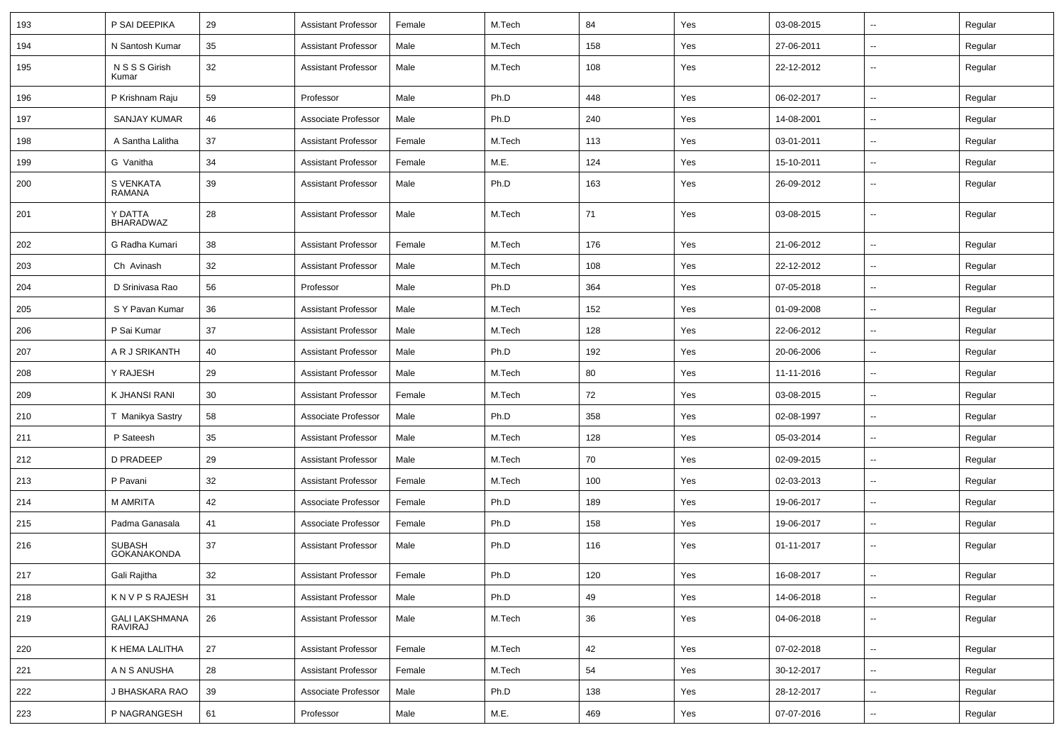| | | | | | | | | | | |
|---|---|---|---|---|---|---|---|---|---|---|
| 193 | P SAI DEEPIKA | 29 | Assistant Professor | Female | M.Tech | 84 | Yes | 03-08-2015 | -- | Regular |
| 194 | N Santosh Kumar | 35 | Assistant Professor | Male | M.Tech | 158 | Yes | 27-06-2011 | -- | Regular |
| 195 | N S S S Girish Kumar | 32 | Assistant Professor | Male | M.Tech | 108 | Yes | 22-12-2012 | -- | Regular |
| 196 | P Krishnam Raju | 59 | Professor | Male | Ph.D | 448 | Yes | 06-02-2017 | -- | Regular |
| 197 | SANJAY KUMAR | 46 | Associate Professor | Male | Ph.D | 240 | Yes | 14-08-2001 | -- | Regular |
| 198 | A Santha Lalitha | 37 | Assistant Professor | Female | M.Tech | 113 | Yes | 03-01-2011 | -- | Regular |
| 199 | G Vanitha | 34 | Assistant Professor | Female | M.E. | 124 | Yes | 15-10-2011 | -- | Regular |
| 200 | S VENKATA RAMANA | 39 | Assistant Professor | Male | Ph.D | 163 | Yes | 26-09-2012 | -- | Regular |
| 201 | Y DATTA BHARADWAZ | 28 | Assistant Professor | Male | M.Tech | 71 | Yes | 03-08-2015 | -- | Regular |
| 202 | G Radha Kumari | 38 | Assistant Professor | Female | M.Tech | 176 | Yes | 21-06-2012 | -- | Regular |
| 203 | Ch Avinash | 32 | Assistant Professor | Male | M.Tech | 108 | Yes | 22-12-2012 | -- | Regular |
| 204 | D Srinivasa Rao | 56 | Professor | Male | Ph.D | 364 | Yes | 07-05-2018 | -- | Regular |
| 205 | S Y Pavan Kumar | 36 | Assistant Professor | Male | M.Tech | 152 | Yes | 01-09-2008 | -- | Regular |
| 206 | P Sai Kumar | 37 | Assistant Professor | Male | M.Tech | 128 | Yes | 22-06-2012 | -- | Regular |
| 207 | A R J SRIKANTH | 40 | Assistant Professor | Male | Ph.D | 192 | Yes | 20-06-2006 | -- | Regular |
| 208 | Y RAJESH | 29 | Assistant Professor | Male | M.Tech | 80 | Yes | 11-11-2016 | -- | Regular |
| 209 | K JHANSI RANI | 30 | Assistant Professor | Female | M.Tech | 72 | Yes | 03-08-2015 | -- | Regular |
| 210 | T Manikya Sastry | 58 | Associate Professor | Male | Ph.D | 358 | Yes | 02-08-1997 | -- | Regular |
| 211 | P Sateesh | 35 | Assistant Professor | Male | M.Tech | 128 | Yes | 05-03-2014 | -- | Regular |
| 212 | D PRADEEP | 29 | Assistant Professor | Male | M.Tech | 70 | Yes | 02-09-2015 | -- | Regular |
| 213 | P Pavani | 32 | Assistant Professor | Female | M.Tech | 100 | Yes | 02-03-2013 | -- | Regular |
| 214 | M AMRITA | 42 | Associate Professor | Female | Ph.D | 189 | Yes | 19-06-2017 | -- | Regular |
| 215 | Padma Ganasala | 41 | Associate Professor | Female | Ph.D | 158 | Yes | 19-06-2017 | -- | Regular |
| 216 | SUBASH GOKANAKONDA | 37 | Assistant Professor | Male | Ph.D | 116 | Yes | 01-11-2017 | -- | Regular |
| 217 | Gali Rajitha | 32 | Assistant Professor | Female | Ph.D | 120 | Yes | 16-08-2017 | -- | Regular |
| 218 | K N V P S RAJESH | 31 | Assistant Professor | Male | Ph.D | 49 | Yes | 14-06-2018 | -- | Regular |
| 219 | GALI LAKSHMANA RAVIRAJ | 26 | Assistant Professor | Male | M.Tech | 36 | Yes | 04-06-2018 | -- | Regular |
| 220 | K HEMA LALITHA | 27 | Assistant Professor | Female | M.Tech | 42 | Yes | 07-02-2018 | -- | Regular |
| 221 | A N S ANUSHA | 28 | Assistant Professor | Female | M.Tech | 54 | Yes | 30-12-2017 | -- | Regular |
| 222 | J BHASKARA RAO | 39 | Associate Professor | Male | Ph.D | 138 | Yes | 28-12-2017 | -- | Regular |
| 223 | P NAGRANGESH | 61 | Professor | Male | M.E. | 469 | Yes | 07-07-2016 | -- | Regular |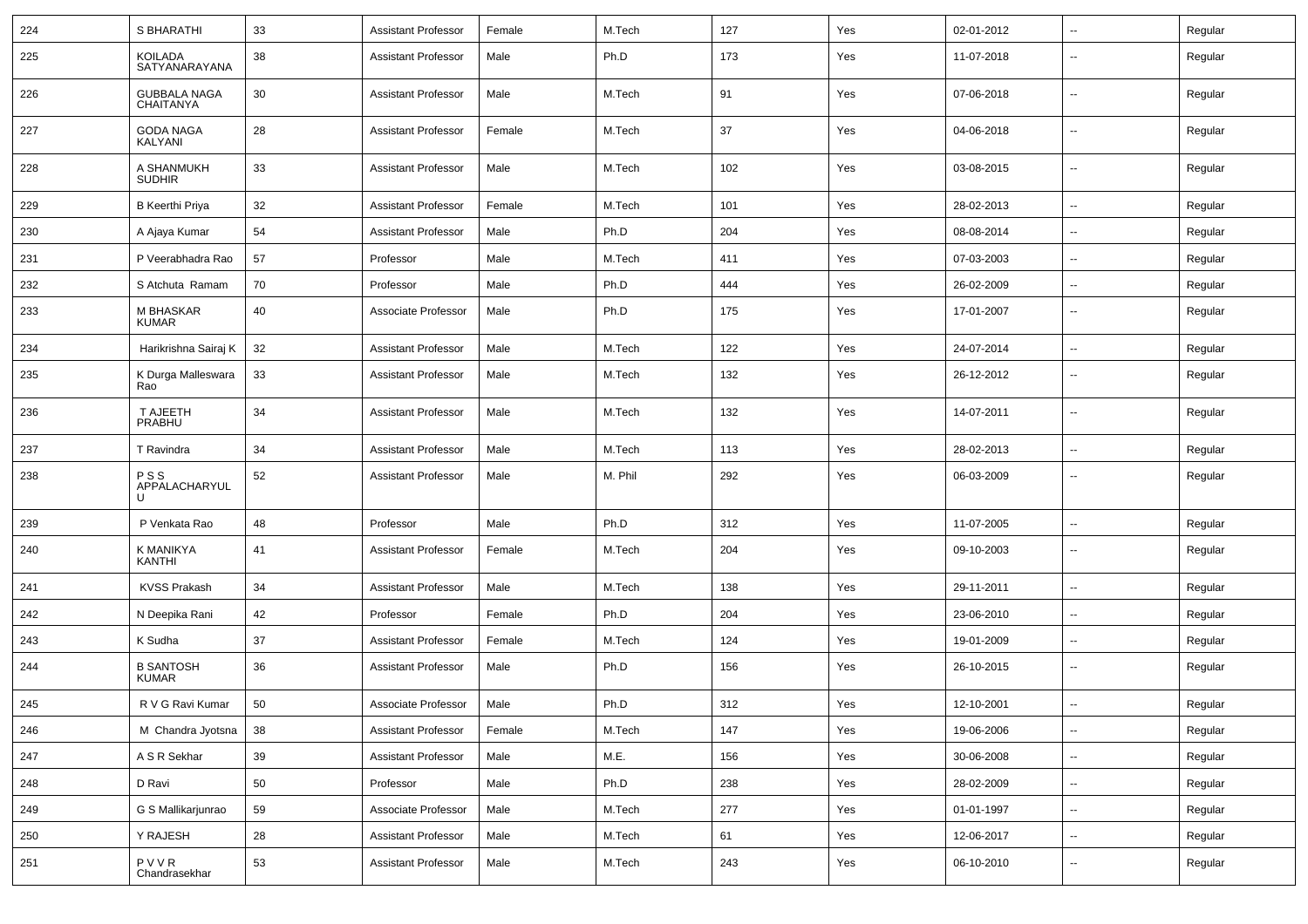| 224 | S BHARATHI | 33 | Assistant Professor | Female | M.Tech | 127 | Yes | 02-01-2012 | -- | Regular |
|---|---|---|---|---|---|---|---|---|---|---|
| 225 | KOILADA SATYANARAYANA | 38 | Assistant Professor | Male | Ph.D | 173 | Yes | 11-07-2018 | -- | Regular |
| 226 | GUBBALA NAGA CHAITANYA | 30 | Assistant Professor | Male | M.Tech | 91 | Yes | 07-06-2018 | -- | Regular |
| 227 | GODA NAGA KALYANI | 28 | Assistant Professor | Female | M.Tech | 37 | Yes | 04-06-2018 | -- | Regular |
| 228 | A SHANMUKH SUDHIR | 33 | Assistant Professor | Male | M.Tech | 102 | Yes | 03-08-2015 | -- | Regular |
| 229 | B Keerthi Priya | 32 | Assistant Professor | Female | M.Tech | 101 | Yes | 28-02-2013 | -- | Regular |
| 230 | A Ajaya Kumar | 54 | Assistant Professor | Male | Ph.D | 204 | Yes | 08-08-2014 | -- | Regular |
| 231 | P Veerabhadra Rao | 57 | Professor | Male | M.Tech | 411 | Yes | 07-03-2003 | -- | Regular |
| 232 | S Atchuta Ramam | 70 | Professor | Male | Ph.D | 444 | Yes | 26-02-2009 | -- | Regular |
| 233 | M BHASKAR KUMAR | 40 | Associate Professor | Male | Ph.D | 175 | Yes | 17-01-2007 | -- | Regular |
| 234 | Harikrishna Sairaj K | 32 | Assistant Professor | Male | M.Tech | 122 | Yes | 24-07-2014 | -- | Regular |
| 235 | K Durga Malleswara Rao | 33 | Assistant Professor | Male | M.Tech | 132 | Yes | 26-12-2012 | -- | Regular |
| 236 | T AJEETH PRABHU | 34 | Assistant Professor | Male | M.Tech | 132 | Yes | 14-07-2011 | -- | Regular |
| 237 | T Ravindra | 34 | Assistant Professor | Male | M.Tech | 113 | Yes | 28-02-2013 | -- | Regular |
| 238 | P S S APPALACHARYULU | 52 | Assistant Professor | Male | M. Phil | 292 | Yes | 06-03-2009 | -- | Regular |
| 239 | P Venkata Rao | 48 | Professor | Male | Ph.D | 312 | Yes | 11-07-2005 | -- | Regular |
| 240 | K MANIKYA KANTHI | 41 | Assistant Professor | Female | M.Tech | 204 | Yes | 09-10-2003 | -- | Regular |
| 241 | KVSS Prakash | 34 | Assistant Professor | Male | M.Tech | 138 | Yes | 29-11-2011 | -- | Regular |
| 242 | N Deepika Rani | 42 | Professor | Female | Ph.D | 204 | Yes | 23-06-2010 | -- | Regular |
| 243 | K Sudha | 37 | Assistant Professor | Female | M.Tech | 124 | Yes | 19-01-2009 | -- | Regular |
| 244 | B SANTOSH KUMAR | 36 | Assistant Professor | Male | Ph.D | 156 | Yes | 26-10-2015 | -- | Regular |
| 245 | R V G Ravi Kumar | 50 | Associate Professor | Male | Ph.D | 312 | Yes | 12-10-2001 | -- | Regular |
| 246 | M Chandra Jyotsna | 38 | Assistant Professor | Female | M.Tech | 147 | Yes | 19-06-2006 | -- | Regular |
| 247 | A S R Sekhar | 39 | Assistant Professor | Male | M.E. | 156 | Yes | 30-06-2008 | -- | Regular |
| 248 | D Ravi | 50 | Professor | Male | Ph.D | 238 | Yes | 28-02-2009 | -- | Regular |
| 249 | G S Mallikarjunrao | 59 | Associate Professor | Male | M.Tech | 277 | Yes | 01-01-1997 | -- | Regular |
| 250 | Y RAJESH | 28 | Assistant Professor | Male | M.Tech | 61 | Yes | 12-06-2017 | -- | Regular |
| 251 | P V V R Chandrasekhar | 53 | Assistant Professor | Male | M.Tech | 243 | Yes | 06-10-2010 | -- | Regular |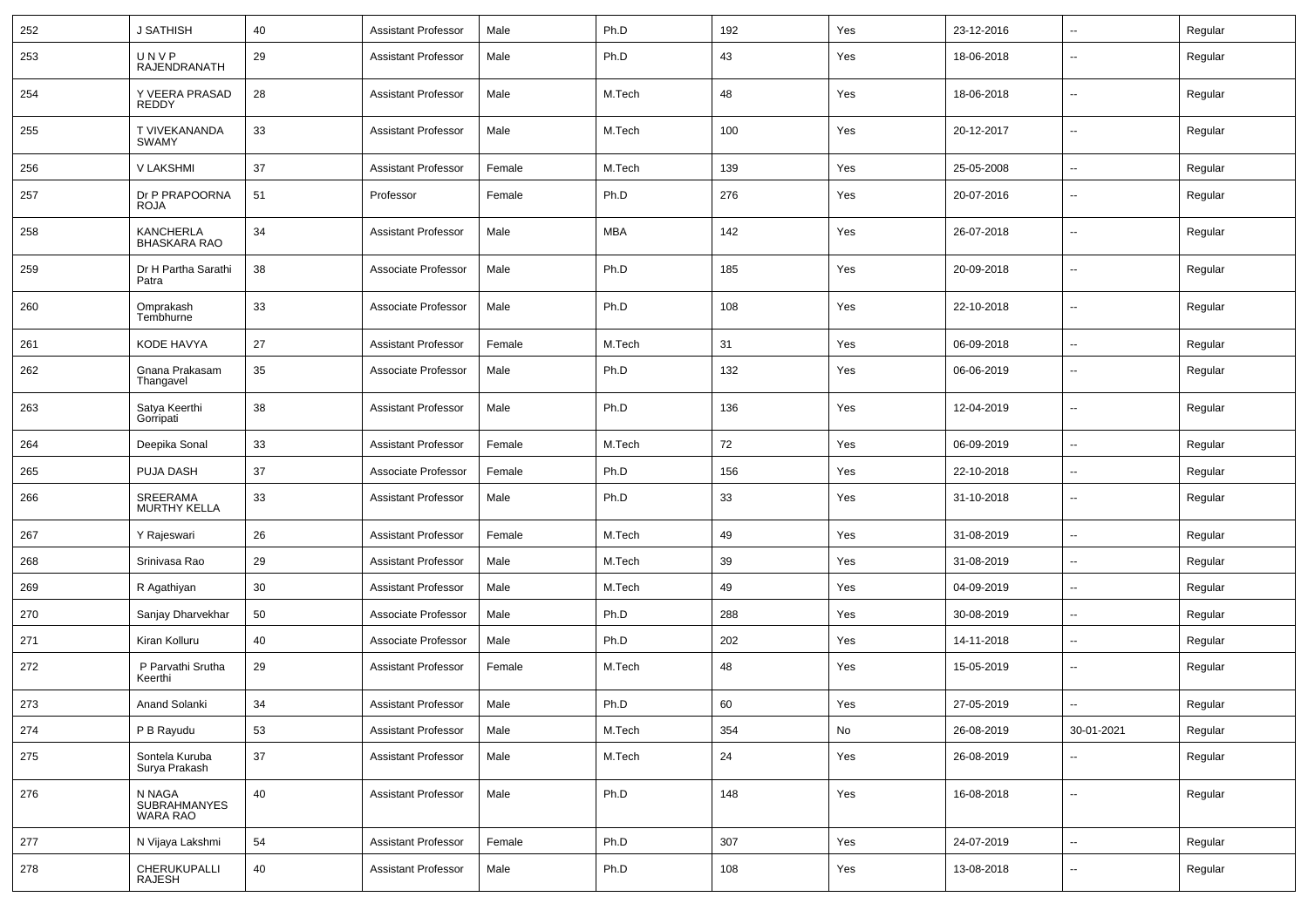| 252 | J SATHISH | 40 | Assistant Professor | Male | Ph.D | 192 | Yes | 23-12-2016 | -- | Regular |
|---|---|---|---|---|---|---|---|---|---|---|
| 253 | U N V P RAJENDRANATH | 29 | Assistant Professor | Male | Ph.D | 43 | Yes | 18-06-2018 | -- | Regular |
| 254 | Y VEERA PRASAD REDDY | 28 | Assistant Professor | Male | M.Tech | 48 | Yes | 18-06-2018 | -- | Regular |
| 255 | T VIVEKANANDA SWAMY | 33 | Assistant Professor | Male | M.Tech | 100 | Yes | 20-12-2017 | -- | Regular |
| 256 | V LAKSHMI | 37 | Assistant Professor | Female | M.Tech | 139 | Yes | 25-05-2008 | -- | Regular |
| 257 | Dr P PRAPOORNA ROJA | 51 | Professor | Female | Ph.D | 276 | Yes | 20-07-2016 | -- | Regular |
| 258 | KANCHERLA BHASKARA RAO | 34 | Assistant Professor | Male | MBA | 142 | Yes | 26-07-2018 | -- | Regular |
| 259 | Dr H Partha Sarathi Patra | 38 | Associate Professor | Male | Ph.D | 185 | Yes | 20-09-2018 | -- | Regular |
| 260 | Omprakash Tembhurne | 33 | Associate Professor | Male | Ph.D | 108 | Yes | 22-10-2018 | -- | Regular |
| 261 | KODE HAVYA | 27 | Assistant Professor | Female | M.Tech | 31 | Yes | 06-09-2018 | -- | Regular |
| 262 | Gnana Prakasam Thangavel | 35 | Associate Professor | Male | Ph.D | 132 | Yes | 06-06-2019 | -- | Regular |
| 263 | Satya Keerthi Gorripati | 38 | Assistant Professor | Male | Ph.D | 136 | Yes | 12-04-2019 | -- | Regular |
| 264 | Deepika Sonal | 33 | Assistant Professor | Female | M.Tech | 72 | Yes | 06-09-2019 | -- | Regular |
| 265 | PUJA DASH | 37 | Associate Professor | Female | Ph.D | 156 | Yes | 22-10-2018 | -- | Regular |
| 266 | SREERAMA MURTHY KELLA | 33 | Assistant Professor | Male | Ph.D | 33 | Yes | 31-10-2018 | -- | Regular |
| 267 | Y Rajeswari | 26 | Assistant Professor | Female | M.Tech | 49 | Yes | 31-08-2019 | -- | Regular |
| 268 | Srinivasa Rao | 29 | Assistant Professor | Male | M.Tech | 39 | Yes | 31-08-2019 | -- | Regular |
| 269 | R Agathiyan | 30 | Assistant Professor | Male | M.Tech | 49 | Yes | 04-09-2019 | -- | Regular |
| 270 | Sanjay Dharvekhar | 50 | Associate Professor | Male | Ph.D | 288 | Yes | 30-08-2019 | -- | Regular |
| 271 | Kiran Kolluru | 40 | Associate Professor | Male | Ph.D | 202 | Yes | 14-11-2018 | -- | Regular |
| 272 | P Parvathi Srutha Keerthi | 29 | Assistant Professor | Female | M.Tech | 48 | Yes | 15-05-2019 | -- | Regular |
| 273 | Anand Solanki | 34 | Assistant Professor | Male | Ph.D | 60 | Yes | 27-05-2019 | -- | Regular |
| 274 | P B Rayudu | 53 | Assistant Professor | Male | M.Tech | 354 | No | 26-08-2019 | 30-01-2021 | Regular |
| 275 | Sontela Kuruba Surya Prakash | 37 | Assistant Professor | Male | M.Tech | 24 | Yes | 26-08-2019 | -- | Regular |
| 276 | N NAGA SUBRAHMANYES WARA RAO | 40 | Assistant Professor | Male | Ph.D | 148 | Yes | 16-08-2018 | -- | Regular |
| 277 | N Vijaya Lakshmi | 54 | Assistant Professor | Female | Ph.D | 307 | Yes | 24-07-2019 | -- | Regular |
| 278 | CHERUKUPALLI RAJESH | 40 | Assistant Professor | Male | Ph.D | 108 | Yes | 13-08-2018 | -- | Regular |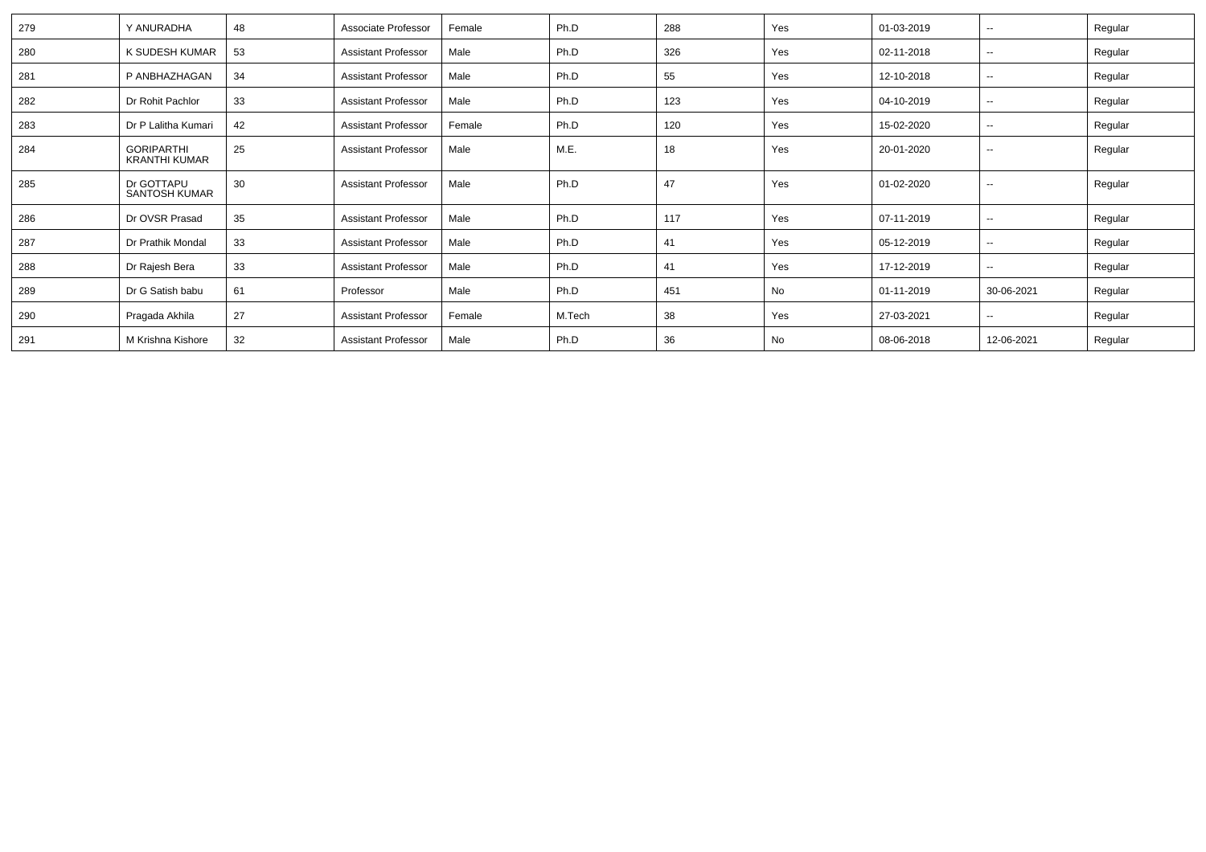| | | | | | | | | | | |
|---|---|---|---|---|---|---|---|---|---|---|
| 279 | Y ANURADHA | 48 | Associate Professor | Female | Ph.D | 288 | Yes | 01-03-2019 | -- | Regular |
| 280 | K SUDESH KUMAR | 53 | Assistant Professor | Male | Ph.D | 326 | Yes | 02-11-2018 | -- | Regular |
| 281 | P ANBHAZHAGAN | 34 | Assistant Professor | Male | Ph.D | 55 | Yes | 12-10-2018 | -- | Regular |
| 282 | Dr Rohit Pachlor | 33 | Assistant Professor | Male | Ph.D | 123 | Yes | 04-10-2019 | -- | Regular |
| 283 | Dr P Lalitha Kumari | 42 | Assistant Professor | Female | Ph.D | 120 | Yes | 15-02-2020 | -- | Regular |
| 284 | GORIPARTHI KRANTHI KUMAR | 25 | Assistant Professor | Male | M.E. | 18 | Yes | 20-01-2020 | -- | Regular |
| 285 | Dr GOTTAPU SANTOSH KUMAR | 30 | Assistant Professor | Male | Ph.D | 47 | Yes | 01-02-2020 | -- | Regular |
| 286 | Dr OVSR Prasad | 35 | Assistant Professor | Male | Ph.D | 117 | Yes | 07-11-2019 | -- | Regular |
| 287 | Dr Prathik Mondal | 33 | Assistant Professor | Male | Ph.D | 41 | Yes | 05-12-2019 | -- | Regular |
| 288 | Dr Rajesh Bera | 33 | Assistant Professor | Male | Ph.D | 41 | Yes | 17-12-2019 | -- | Regular |
| 289 | Dr G Satish babu | 61 | Professor | Male | Ph.D | 451 | No | 01-11-2019 | 30-06-2021 | Regular |
| 290 | Pragada Akhila | 27 | Assistant Professor | Female | M.Tech | 38 | Yes | 27-03-2021 | -- | Regular |
| 291 | M Krishna Kishore | 32 | Assistant Professor | Male | Ph.D | 36 | No | 08-06-2018 | 12-06-2021 | Regular |